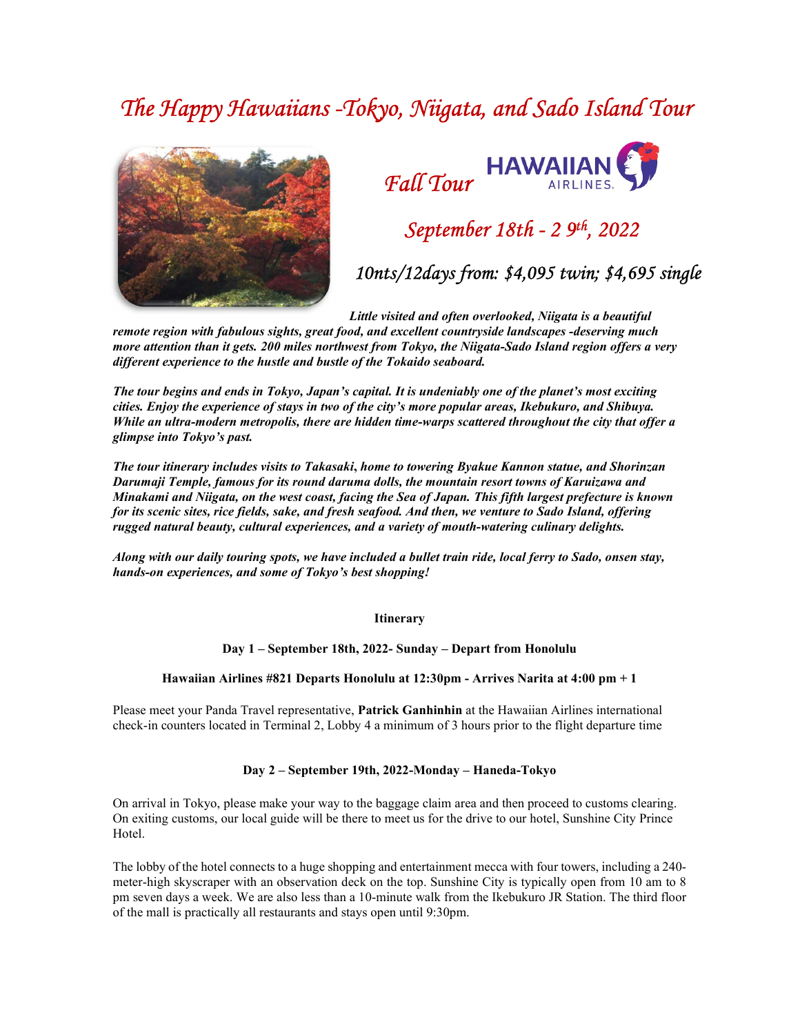# *The Happy Hawaiians -Tokyo, Niigata, and Sado Island Tour*

*Fall Tour*

*September 18th - 2 9th, 2022*

*10nts/12days from: $4,095 twin; $4,695 single*

***Little visited and often overlooked, Niigata is a beautiful remote region with fabulous sights, great food, and excellent countryside landscapes -deserving much more attention than it gets. 200 miles northwest from Tokyo, the Niigata-Sado Island region offers a very different experience to the hustle and bustle of the Tokaido seaboard.***

***The tour begins and ends in Tokyo, Japan's capital. It is undeniably one of the planet's most exciting cities. Enjoy the experience of stays in two of the city's more popular areas, Ikebukuro, and Shibuya. While an ultra-modern metropolis, there are hidden time-warps scattered throughout the city that offer a glimpse into Tokyo's past.***

***The tour itinerary includes visits to Takasaki, home to towering Byakue Kannon statue, and Shorinzan Darumaji Temple, famous for its round daruma dolls, the mountain resort towns of Karuizawa and Minakami and Niigata, on the west coast, facing the Sea of Japan. This fifth largest prefecture is known for its scenic sites, rice fields, sake, and fresh seafood. And then, we venture to Sado Island, offering rugged natural beauty, cultural experiences, and a variety of mouth-watering culinary delights.***

***Along with our daily touring spots, we have included a bullet train ride, local ferry to Sado, onsen stay, hands-on experiences, and some of Tokyo's best shopping!***

**Itinerary**

**Day 1 – September 18th, 2022- Sunday – Depart from Honolulu**

**Hawaiian Airlines #821 Departs Honolulu at 12:30pm - Arrives Narita at 4:00 pm + 1**

Please meet your Panda Travel representative, **Patrick Ganhinhin** at the Hawaiian Airlines international check-in counters located in Terminal 2, Lobby 4 a minimum of 3 hours prior to the flight departure time

**Day 2 – September 19th, 2022-Monday – Haneda-Tokyo**

On arrival in Tokyo, please make your way to the baggage claim area and then proceed to customs clearing. On exiting customs, our local guide will be there to meet us for the drive to our hotel, Sunshine City Prince Hotel.

The lobby of the hotel connects to a huge shopping and entertainment mecca with four towers, including a 240-meter-high skyscraper with an observation deck on the top. Sunshine City is typically open from 10 am to 8 pm seven days a week. We are also less than a 10-minute walk from the Ikebukuro JR Station. The third floor of the mall is practically all restaurants and stays open until 9:30pm.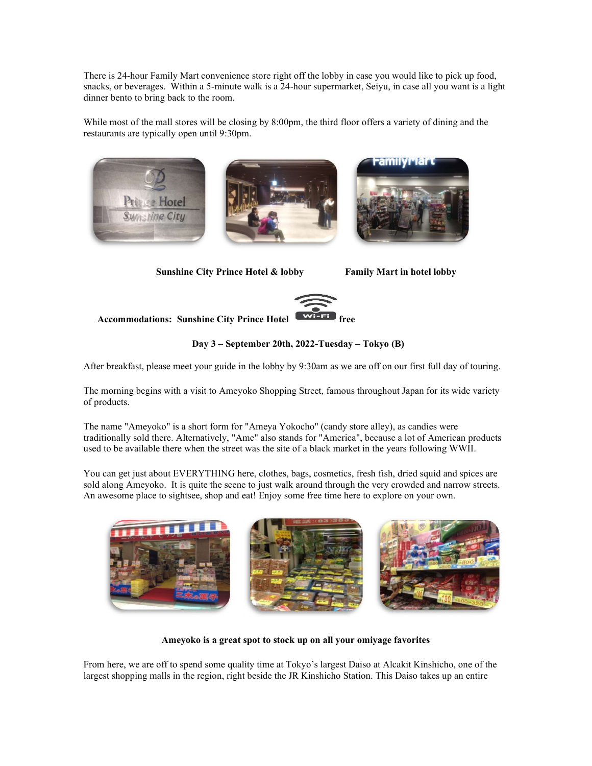There is 24-hour Family Mart convenience store right off the lobby in case you would like to pick up food, snacks, or beverages. Within a 5-minute walk is a 24-hour supermarket, Seiyu, in case all you want is a light dinner bento to bring back to the room.

While most of the mall stores will be closing by 8:00pm, the third floor offers a variety of dining and the restaurants are typically open until 9:30pm.

**Sunshine City Prince Hotel & lobby** **Family Mart in hotel lobby**

**Accommodations: Sunshine City Prince Hotel** Wi-Fi **free**

**Day 3 – September 20th, 2022-Tuesday – Tokyo (B)**

After breakfast, please meet your guide in the lobby by 9:30am as we are off on our first full day of touring.

The morning begins with a visit to Ameyoko Shopping Street, famous throughout Japan for its wide variety of products.

The name "Ameyoko" is a short form for "Ameya Yokocho" (candy store alley), as candies were traditionally sold there. Alternatively, "Ame" also stands for "America", because a lot of American products used to be available there when the street was the site of a black market in the years following WWII.

You can get just about EVERYTHING here, clothes, bags, cosmetics, fresh fish, dried squid and spices are sold along Ameyoko. It is quite the scene to just walk around through the very crowded and narrow streets. An awesome place to sightsee, shop and eat! Enjoy some free time here to explore on your own.

**Ameyoko is a great spot to stock up on all your omiyage favorites**

From here, we are off to spend some quality time at Tokyo's largest Daiso at Alcakit Kinshicho, one of the largest shopping malls in the region, right beside the JR Kinshicho Station. This Daiso takes up an entire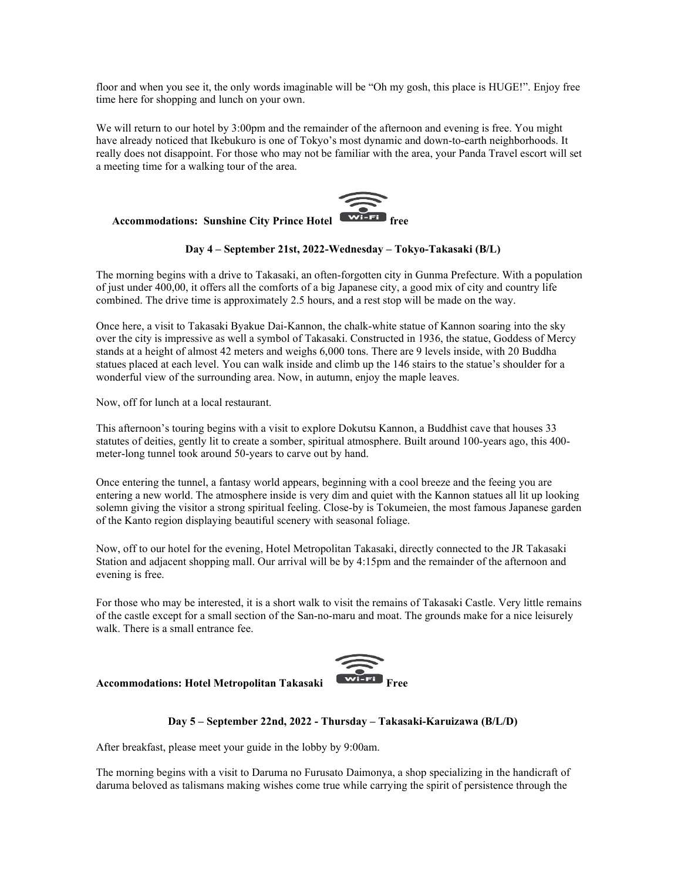floor and when you see it, the only words imaginable will be "Oh my gosh, this place is HUGE!". Enjoy free time here for shopping and lunch on your own.

We will return to our hotel by 3:00pm and the remainder of the afternoon and evening is free. You might have already noticed that Ikebukuro is one of Tokyo's most dynamic and down-to-earth neighborhoods. It really does not disappoint. For those who may not be familiar with the area, your Panda Travel escort will set a meeting time for a walking tour of the area.

**Accommodations: Sunshine City Prince Hotel Wi-Fi free**

**Day 4 – September 21st, 2022-Wednesday – Tokyo-Takasaki (B/L)**

The morning begins with a drive to Takasaki, an often-forgotten city in Gunma Prefecture. With a population of just under 400,00, it offers all the comforts of a big Japanese city, a good mix of city and country life combined. The drive time is approximately 2.5 hours, and a rest stop will be made on the way.

Once here, a visit to Takasaki Byakue Dai-Kannon, the chalk-white statue of Kannon soaring into the sky over the city is impressive as well a symbol of Takasaki. Constructed in 1936, the statue, Goddess of Mercy stands at a height of almost 42 meters and weighs 6,000 tons. There are 9 levels inside, with 20 Buddha statues placed at each level. You can walk inside and climb up the 146 stairs to the statue's shoulder for a wonderful view of the surrounding area. Now, in autumn, enjoy the maple leaves.

Now, off for lunch at a local restaurant.

This afternoon's touring begins with a visit to explore Dokutsu Kannon, a Buddhist cave that houses 33 statutes of deities, gently lit to create a somber, spiritual atmosphere. Built around 100-years ago, this 400-meter-long tunnel took around 50-years to carve out by hand.

Once entering the tunnel, a fantasy world appears, beginning with a cool breeze and the feeing you are entering a new world. The atmosphere inside is very dim and quiet with the Kannon statues all lit up looking solemn giving the visitor a strong spiritual feeling. Close-by is Tokumeien, the most famous Japanese garden of the Kanto region displaying beautiful scenery with seasonal foliage.

Now, off to our hotel for the evening, Hotel Metropolitan Takasaki, directly connected to the JR Takasaki Station and adjacent shopping mall. Our arrival will be by 4:15pm and the remainder of the afternoon and evening is free.

For those who may be interested, it is a short walk to visit the remains of Takasaki Castle. Very little remains of the castle except for a small section of the San-no-maru and moat. The grounds make for a nice leisurely walk. There is a small entrance fee.

**Accommodations: Hotel Metropolitan Takasaki Wi-Fi Free**

**Day 5 – September 22nd, 2022 - Thursday – Takasaki-Karuizawa (B/L/D)**

After breakfast, please meet your guide in the lobby by 9:00am.

The morning begins with a visit to Daruma no Furusato Daimonya, a shop specializing in the handicraft of daruma beloved as talismans making wishes come true while carrying the spirit of persistence through the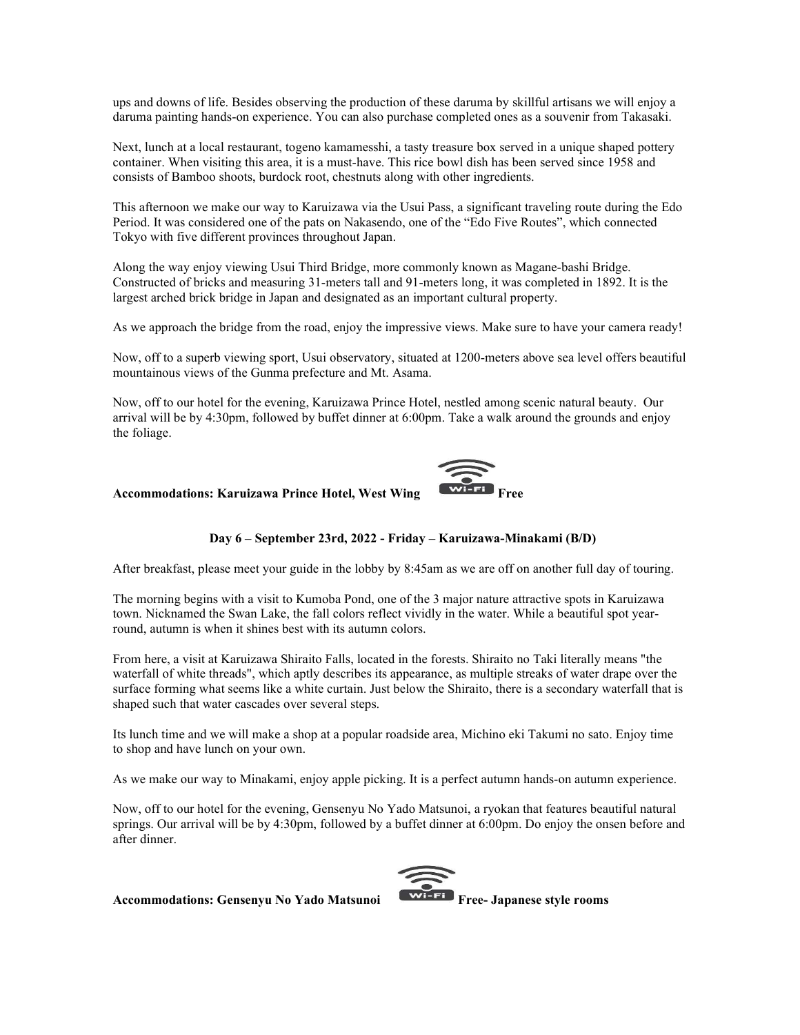ups and downs of life. Besides observing the production of these daruma by skillful artisans we will enjoy a daruma painting hands-on experience. You can also purchase completed ones as a souvenir from Takasaki.

Next, lunch at a local restaurant, togeno kamamesshi, a tasty treasure box served in a unique shaped pottery container. When visiting this area, it is a must-have. This rice bowl dish has been served since 1958 and consists of Bamboo shoots, burdock root, chestnuts along with other ingredients.

This afternoon we make our way to Karuizawa via the Usui Pass, a significant traveling route during the Edo Period. It was considered one of the pats on Nakasendo, one of the "Edo Five Routes", which connected Tokyo with five different provinces throughout Japan.

Along the way enjoy viewing Usui Third Bridge, more commonly known as Magane-bashi Bridge. Constructed of bricks and measuring 31-meters tall and 91-meters long, it was completed in 1892. It is the largest arched brick bridge in Japan and designated as an important cultural property.

As we approach the bridge from the road, enjoy the impressive views. Make sure to have your camera ready!

Now, off to a superb viewing sport, Usui observatory, situated at 1200-meters above sea level offers beautiful mountainous views of the Gunma prefecture and Mt. Asama.

Now, off to our hotel for the evening, Karuizawa Prince Hotel, nestled among scenic natural beauty. Our arrival will be by 4:30pm, followed by buffet dinner at 6:00pm. Take a walk around the grounds and enjoy the foliage.

**Accommodations: Karuizawa Prince Hotel, West Wing** Wi-Fi **Free**

### Day 6 – September 23rd, 2022 - Friday – Karuizawa-Minakami (B/D)

After breakfast, please meet your guide in the lobby by 8:45am as we are off on another full day of touring.

The morning begins with a visit to Kumoba Pond, one of the 3 major nature attractive spots in Karuizawa town. Nicknamed the Swan Lake, the fall colors reflect vividly in the water. While a beautiful spot year-round, autumn is when it shines best with its autumn colors.

From here, a visit at Karuizawa Shiraito Falls, located in the forests. Shiraito no Taki literally means "the waterfall of white threads", which aptly describes its appearance, as multiple streaks of water drape over the surface forming what seems like a white curtain. Just below the Shiraito, there is a secondary waterfall that is shaped such that water cascades over several steps.

Its lunch time and we will make a shop at a popular roadside area, Michino eki Takumi no sato. Enjoy time to shop and have lunch on your own.

As we make our way to Minakami, enjoy apple picking. It is a perfect autumn hands-on autumn experience.

Now, off to our hotel for the evening, Gensenyu No Yado Matsunoi, a ryokan that features beautiful natural springs. Our arrival will be by 4:30pm, followed by a buffet dinner at 6:00pm. Do enjoy the onsen before and after dinner.

**Accommodations: Gensenyu No Yado Matsunoi** Wi-Fi **Free- Japanese style rooms**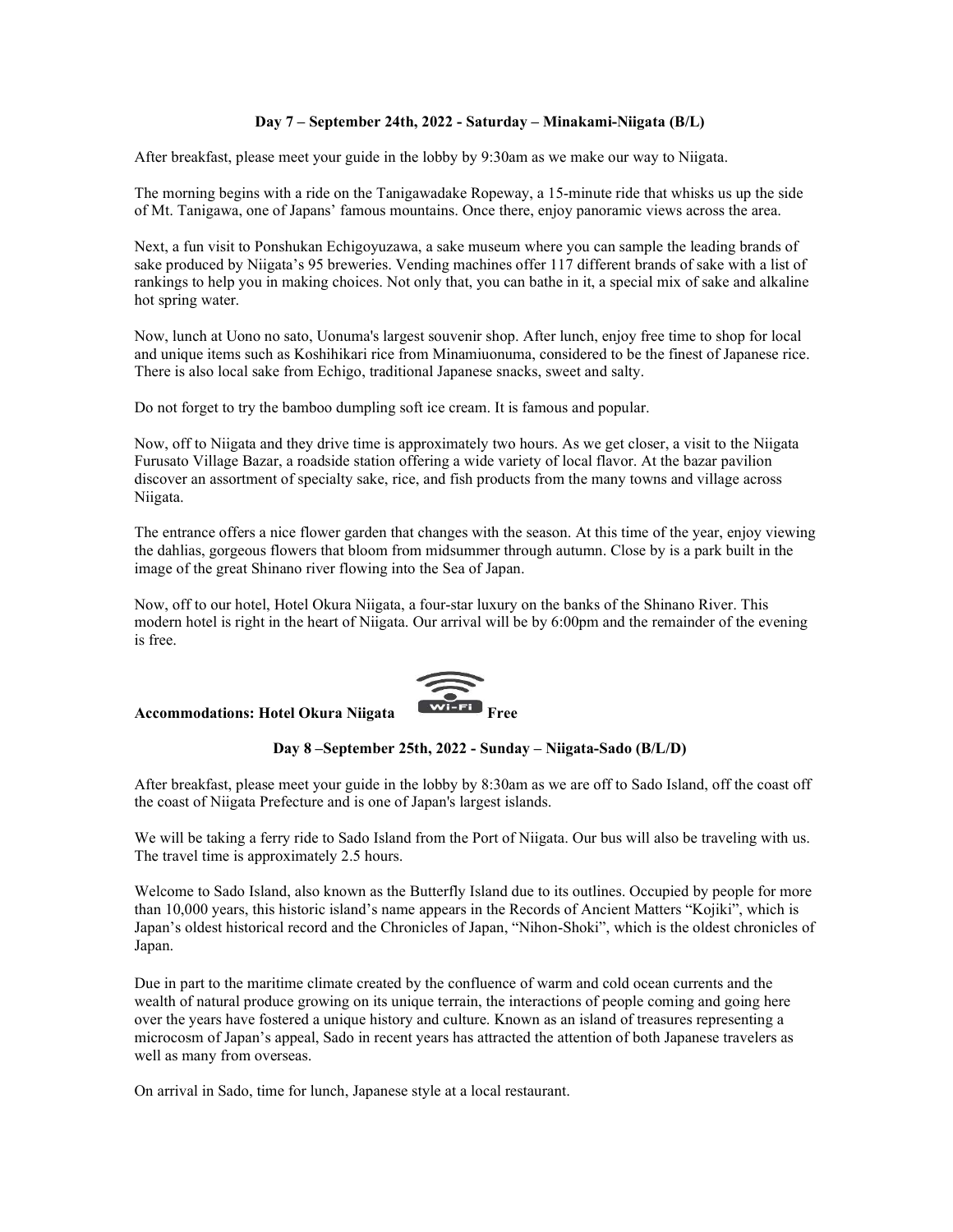**Day 7 – September 24th, 2022 - Saturday – Minakami-Niigata (B/L)**

After breakfast, please meet your guide in the lobby by 9:30am as we make our way to Niigata.

The morning begins with a ride on the Tanigawadake Ropeway, a 15-minute ride that whisks us up the side of Mt. Tanigawa, one of Japans' famous mountains. Once there, enjoy panoramic views across the area.

Next, a fun visit to Ponshukan Echigoyuzawa, a sake museum where you can sample the leading brands of sake produced by Niigata's 95 breweries. Vending machines offer 117 different brands of sake with a list of rankings to help you in making choices. Not only that, you can bathe in it, a special mix of sake and alkaline hot spring water.

Now, lunch at Uono no sato, Uonuma's largest souvenir shop. After lunch, enjoy free time to shop for local and unique items such as Koshihikari rice from Minamiuonuma, considered to be the finest of Japanese rice. There is also local sake from Echigo, traditional Japanese snacks, sweet and salty.

Do not forget to try the bamboo dumpling soft ice cream. It is famous and popular.

Now, off to Niigata and they drive time is approximately two hours. As we get closer, a visit to the Niigata Furusato Village Bazar, a roadside station offering a wide variety of local flavor. At the bazar pavilion discover an assortment of specialty sake, rice, and fish products from the many towns and village across Niigata.

The entrance offers a nice flower garden that changes with the season. At this time of the year, enjoy viewing the dahlias, gorgeous flowers that bloom from midsummer through autumn. Close by is a park built in the image of the great Shinano river flowing into the Sea of Japan.

Now, off to our hotel, Hotel Okura Niigata, a four-star luxury on the banks of the Shinano River. This modern hotel is right in the heart of Niigata. Our arrival will be by 6:00pm and the remainder of the evening is free.

**Accommodations: Hotel Okura Niigata** Wi-Fi **Free**

**Day 8 –September 25th, 2022 - Sunday – Niigata-Sado (B/L/D)**

After breakfast, please meet your guide in the lobby by 8:30am as we are off to Sado Island, off the coast off the coast of Niigata Prefecture and is one of Japan's largest islands.

We will be taking a ferry ride to Sado Island from the Port of Niigata. Our bus will also be traveling with us. The travel time is approximately 2.5 hours.

Welcome to Sado Island, also known as the Butterfly Island due to its outlines. Occupied by people for more than 10,000 years, this historic island's name appears in the Records of Ancient Matters "Kojiki", which is Japan's oldest historical record and the Chronicles of Japan, "Nihon-Shoki", which is the oldest chronicles of Japan.

Due in part to the maritime climate created by the confluence of warm and cold ocean currents and the wealth of natural produce growing on its unique terrain, the interactions of people coming and going here over the years have fostered a unique history and culture. Known as an island of treasures representing a microcosm of Japan's appeal, Sado in recent years has attracted the attention of both Japanese travelers as well as many from overseas.

On arrival in Sado, time for lunch, Japanese style at a local restaurant.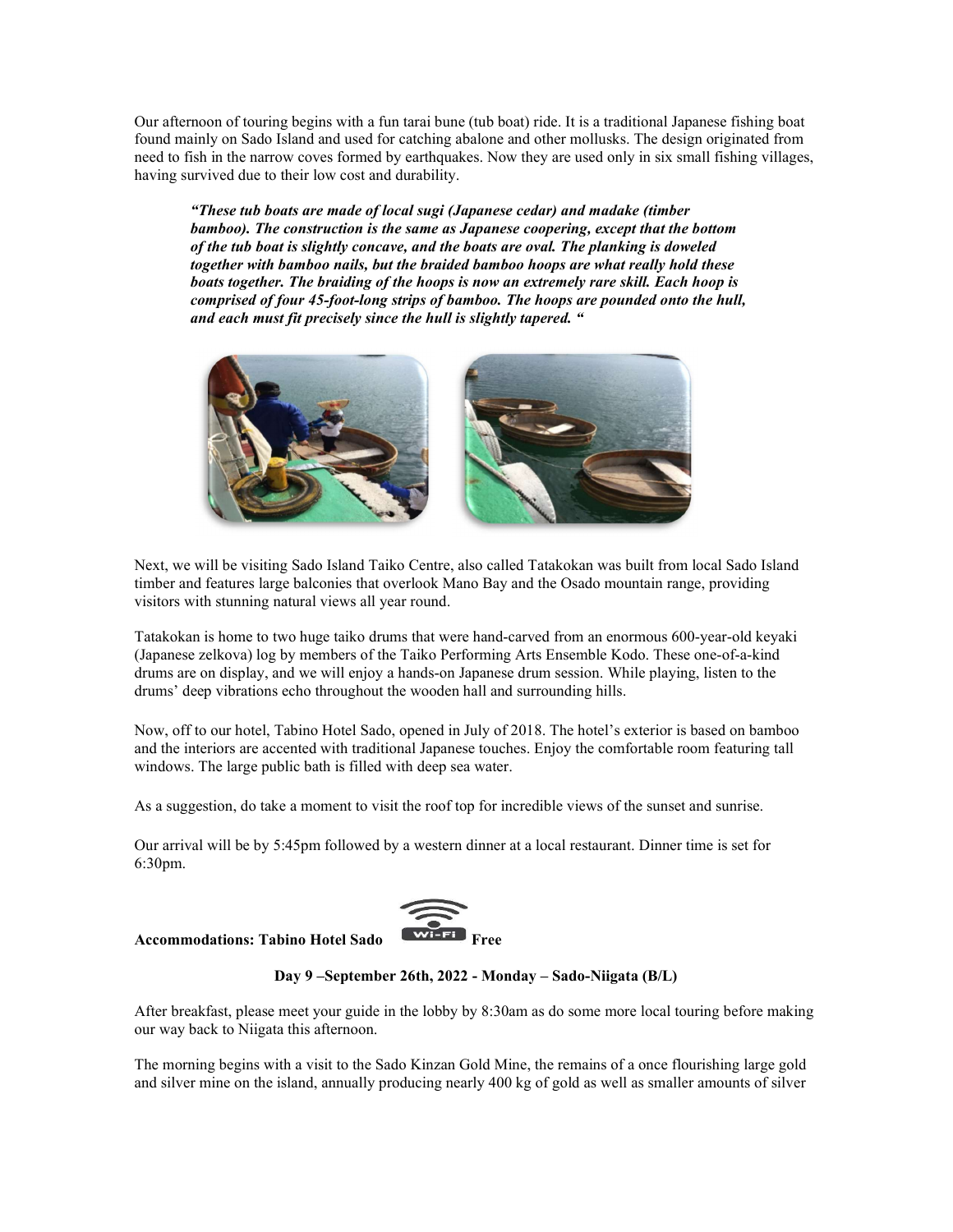Our afternoon of touring begins with a fun tarai bune (tub boat) ride. It is a traditional Japanese fishing boat found mainly on Sado Island and used for catching abalone and other mollusks. The design originated from need to fish in the narrow coves formed by earthquakes. Now they are used only in six small fishing villages, having survived due to their low cost and durability.

> ***"These tub boats are made of local sugi (Japanese cedar) and madake (timber bamboo). The construction is the same as Japanese coopering, except that the bottom of the tub boat is slightly concave, and the boats are oval. The planking is doweled together with bamboo nails, but the braided bamboo hoops are what really hold these boats together. The braiding of the hoops is now an extremely rare skill. Each hoop is comprised of four 45-foot-long strips of bamboo. The hoops are pounded onto the hull, and each must fit precisely since the hull is slightly tapered. "***

Next, we will be visiting Sado Island Taiko Centre, also called Tatakokan was built from local Sado Island timber and features large balconies that overlook Mano Bay and the Osado mountain range, providing visitors with stunning natural views all year round.

Tatakokan is home to two huge taiko drums that were hand-carved from an enormous 600-year-old keyaki (Japanese zelkova) log by members of the Taiko Performing Arts Ensemble Kodo. These one-of-a-kind drums are on display, and we will enjoy a hands-on Japanese drum session. While playing, listen to the drums' deep vibrations echo throughout the wooden hall and surrounding hills.

Now, off to our hotel, Tabino Hotel Sado, opened in July of 2018. The hotel's exterior is based on bamboo and the interiors are accented with traditional Japanese touches. Enjoy the comfortable room featuring tall windows. The large public bath is filled with deep sea water.

As a suggestion, do take a moment to visit the roof top for incredible views of the sunset and sunrise.

Our arrival will be by 5:45pm followed by a western dinner at a local restaurant. Dinner time is set for 6:30pm.

**Accommodations: Tabino Hotel Sado** Wi-Fi **Free**

**Day 9 –September 26th, 2022 - Monday – Sado-Niigata (B/L)**

After breakfast, please meet your guide in the lobby by 8:30am as do some more local touring before making our way back to Niigata this afternoon.

The morning begins with a visit to the Sado Kinzan Gold Mine, the remains of a once flourishing large gold and silver mine on the island, annually producing nearly 400 kg of gold as well as smaller amounts of silver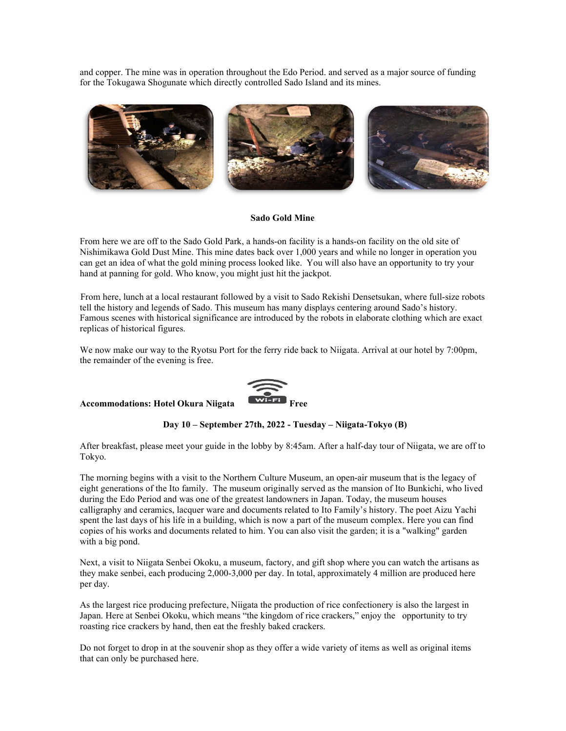and copper. The mine was in operation throughout the Edo Period. and served as a major source of funding for the Tokugawa Shogunate which directly controlled Sado Island and its mines.

**Sado Gold Mine**

From here we are off to the Sado Gold Park, a hands-on facility is a hands-on facility on the old site of Nishimikawa Gold Dust Mine. This mine dates back over 1,000 years and while no longer in operation you can get an idea of what the gold mining process looked like. You will also have an opportunity to try your hand at panning for gold. Who know, you might just hit the jackpot.

From here, lunch at a local restaurant followed by a visit to Sado Rekishi Densetsukan, where full-size robots tell the history and legends of Sado. This museum has many displays centering around Sado's history. Famous scenes with historical significance are introduced by the robots in elaborate clothing which are exact replicas of historical figures.

We now make our way to the Ryotsu Port for the ferry ride back to Niigata. Arrival at our hotel by 7:00pm, the remainder of the evening is free.

**Accommodations: Hotel Okura Niigata** Wi-Fi **Free**

**Day 10 – September 27th, 2022 - Tuesday – Niigata-Tokyo (B)**

After breakfast, please meet your guide in the lobby by 8:45am. After a half-day tour of Niigata, we are off to Tokyo.

The morning begins with a visit to the Northern Culture Museum, an open-air museum that is the legacy of eight generations of the Ito family. The museum originally served as the mansion of Ito Bunkichi, who lived during the Edo Period and was one of the greatest landowners in Japan. Today, the museum houses calligraphy and ceramics, lacquer ware and documents related to Ito Family's history. The poet Aizu Yachi spent the last days of his life in a building, which is now a part of the museum complex. Here you can find copies of his works and documents related to him. You can also visit the garden; it is a "walking" garden with a big pond.

Next, a visit to Niigata Senbei Okoku, a museum, factory, and gift shop where you can watch the artisans as they make senbei, each producing 2,000-3,000 per day. In total, approximately 4 million are produced here per day.

As the largest rice producing prefecture, Niigata the production of rice confectionery is also the largest in Japan. Here at Senbei Okoku, which means "the kingdom of rice crackers," enjoy the opportunity to try roasting rice crackers by hand, then eat the freshly baked crackers.

Do not forget to drop in at the souvenir shop as they offer a wide variety of items as well as original items that can only be purchased here.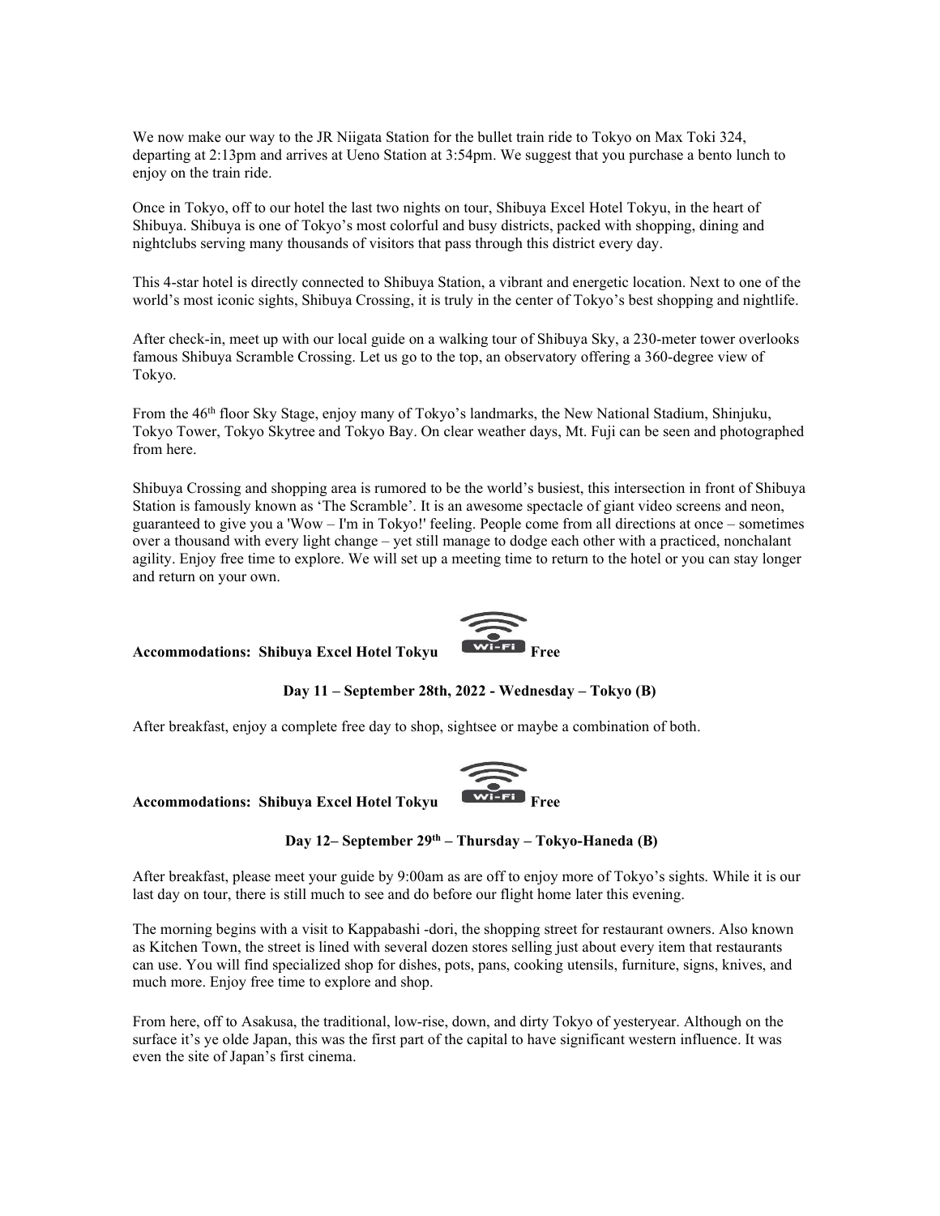We now make our way to the JR Niigata Station for the bullet train ride to Tokyo on Max Toki 324, departing at 2:13pm and arrives at Ueno Station at 3:54pm. We suggest that you purchase a bento lunch to enjoy on the train ride.

Once in Tokyo, off to our hotel the last two nights on tour, Shibuya Excel Hotel Tokyu, in the heart of Shibuya. Shibuya is one of Tokyo's most colorful and busy districts, packed with shopping, dining and nightclubs serving many thousands of visitors that pass through this district every day.

This 4-star hotel is directly connected to Shibuya Station, a vibrant and energetic location. Next to one of the world's most iconic sights, Shibuya Crossing, it is truly in the center of Tokyo's best shopping and nightlife.

After check-in, meet up with our local guide on a walking tour of Shibuya Sky, a 230-meter tower overlooks famous Shibuya Scramble Crossing. Let us go to the top, an observatory offering a 360-degree view of Tokyo.

From the 46th floor Sky Stage, enjoy many of Tokyo's landmarks, the New National Stadium, Shinjuku, Tokyo Tower, Tokyo Skytree and Tokyo Bay. On clear weather days, Mt. Fuji can be seen and photographed from here.

Shibuya Crossing and shopping area is rumored to be the world's busiest, this intersection in front of Shibuya Station is famously known as 'The Scramble'. It is an awesome spectacle of giant video screens and neon, guaranteed to give you a 'Wow – I'm in Tokyo!' feeling. People come from all directions at once – sometimes over a thousand with every light change – yet still manage to dodge each other with a practiced, nonchalant agility. Enjoy free time to explore. We will set up a meeting time to return to the hotel or you can stay longer and return on your own.

**Accommodations: Shibuya Excel Hotel Tokyu** Wi-Fi **Free**

**Day 11 – September 28th, 2022 - Wednesday – Tokyo (B)**

After breakfast, enjoy a complete free day to shop, sightsee or maybe a combination of both.

**Accommodations: Shibuya Excel Hotel Tokyu** Wi-Fi **Free**

**Day 12– September 29th – Thursday – Tokyo-Haneda (B)**

After breakfast, please meet your guide by 9:00am as are off to enjoy more of Tokyo's sights. While it is our last day on tour, there is still much to see and do before our flight home later this evening.

The morning begins with a visit to Kappabashi -dori, the shopping street for restaurant owners. Also known as Kitchen Town, the street is lined with several dozen stores selling just about every item that restaurants can use. You will find specialized shop for dishes, pots, pans, cooking utensils, furniture, signs, knives, and much more. Enjoy free time to explore and shop.

From here, off to Asakusa, the traditional, low-rise, down, and dirty Tokyo of yesteryear. Although on the surface it's ye olde Japan, this was the first part of the capital to have significant western influence. It was even the site of Japan's first cinema.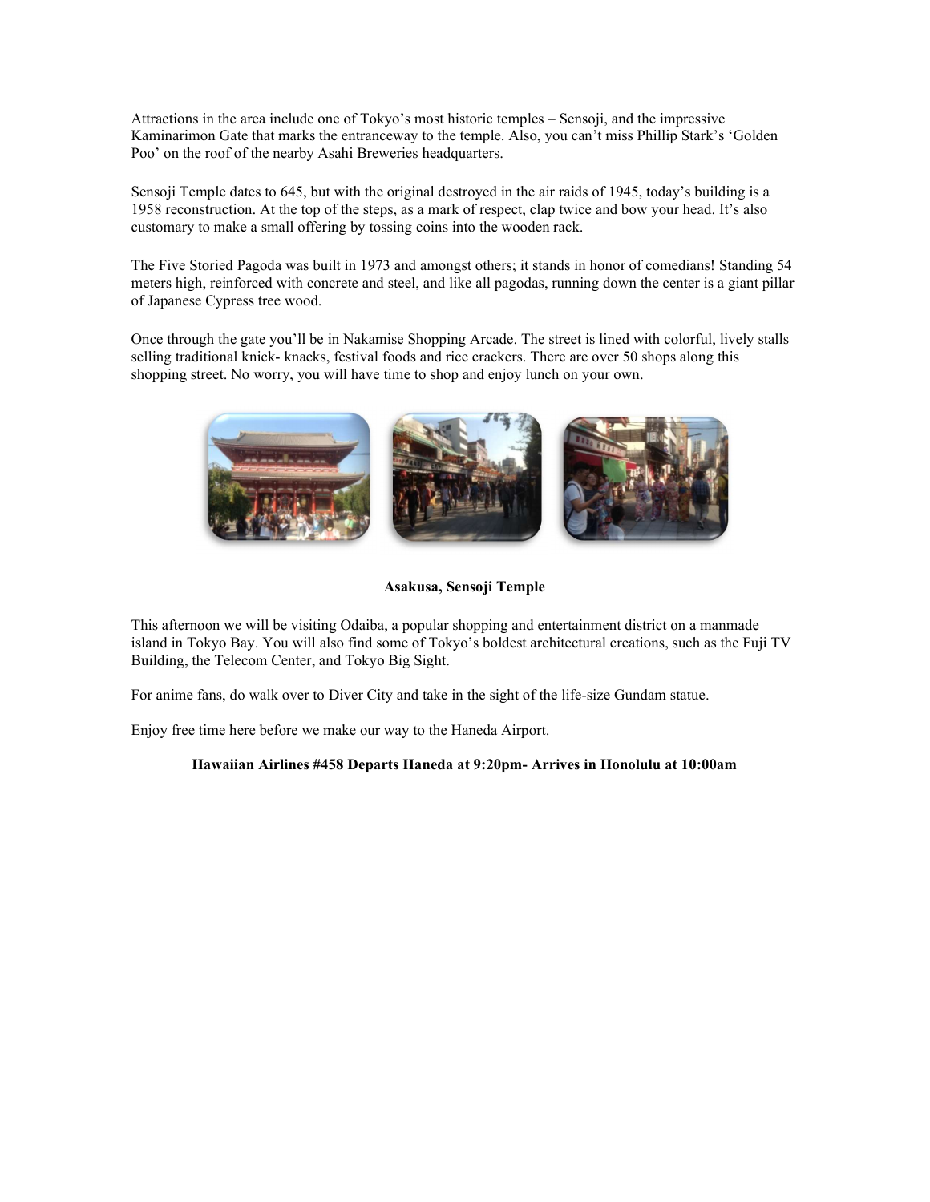Attractions in the area include one of Tokyo's most historic temples – Sensoji, and the impressive Kaminarimon Gate that marks the entranceway to the temple. Also, you can't miss Phillip Stark's 'Golden Poo' on the roof of the nearby Asahi Breweries headquarters.

Sensoji Temple dates to 645, but with the original destroyed in the air raids of 1945, today's building is a 1958 reconstruction. At the top of the steps, as a mark of respect, clap twice and bow your head. It's also customary to make a small offering by tossing coins into the wooden rack.

The Five Storied Pagoda was built in 1973 and amongst others; it stands in honor of comedians! Standing 54 meters high, reinforced with concrete and steel, and like all pagodas, running down the center is a giant pillar of Japanese Cypress tree wood.

Once through the gate you'll be in Nakamise Shopping Arcade. The street is lined with colorful, lively stalls selling traditional knick- knacks, festival foods and rice crackers. There are over 50 shops along this shopping street. No worry, you will have time to shop and enjoy lunch on your own.

**Asakusa, Sensoji Temple**

This afternoon we will be visiting Odaiba, a popular shopping and entertainment district on a manmade island in Tokyo Bay. You will also find some of Tokyo's boldest architectural creations, such as the Fuji TV Building, the Telecom Center, and Tokyo Big Sight.

For anime fans, do walk over to Diver City and take in the sight of the life-size Gundam statue.

Enjoy free time here before we make our way to the Haneda Airport.

**Hawaiian Airlines #458 Departs Haneda at 9:20pm- Arrives in Honolulu at 10:00am**